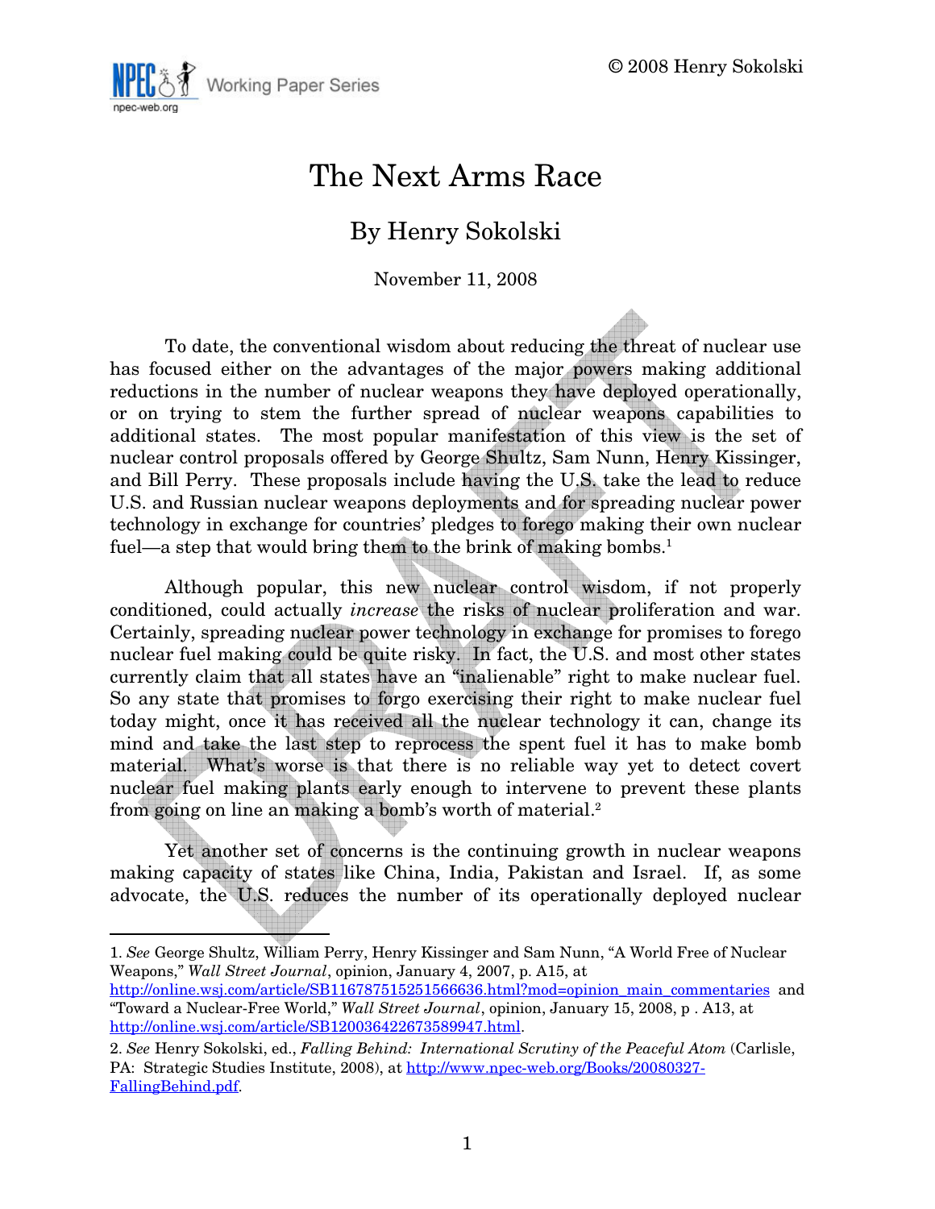© 2008 Henry Sokolski

NPEC Working Paper Series
npec-web.org

# The Next Arms Race

## By Henry Sokolski

November 11, 2008

To date, the conventional wisdom about reducing the threat of nuclear use has focused either on the advantages of the major powers making additional reductions in the number of nuclear weapons they have deployed operationally, or on trying to stem the further spread of nuclear weapons capabilities to additional states. The most popular manifestation of this view is the set of nuclear control proposals offered by George Shultz, Sam Nunn, Henry Kissinger, and Bill Perry. These proposals include having the U.S. take the lead to reduce U.S. and Russian nuclear weapons deployments and for spreading nuclear power technology in exchange for countries' pledges to forego making their own nuclear fuel—a step that would bring them to the brink of making bombs.[1]

Although popular, this new nuclear control wisdom, if not properly conditioned, could actually *increase* the risks of nuclear proliferation and war. Certainly, spreading nuclear power technology in exchange for promises to forego nuclear fuel making could be quite risky. In fact, the U.S. and most other states currently claim that all states have an "inalienable" right to make nuclear fuel. So any state that promises to forgo exercising their right to make nuclear fuel today might, once it has received all the nuclear technology it can, change its mind and take the last step to reprocess the spent fuel it has to make bomb material. What's worse is that there is no reliable way yet to detect covert nuclear fuel making plants early enough to intervene to prevent these plants from going on line an making a bomb's worth of material.[2]

Yet another set of concerns is the continuing growth in nuclear weapons making capacity of states like China, India, Pakistan and Israel. If, as some advocate, the U.S. reduces the number of its operationally deployed nuclear

1. *See* George Shultz, William Perry, Henry Kissinger and Sam Nunn, "A World Free of Nuclear Weapons," *Wall Street Journal*, opinion, January 4, 2007, p. A15, at http://online.wsj.com/article/SB116787515251566636.html?mod=opinion_main_commentaries and "Toward a Nuclear-Free World," *Wall Street Journal*, opinion, January 15, 2008, p . A13, at http://online.wsj.com/article/SB120036422673589947.html.

2. *See* Henry Sokolski, ed., *Falling Behind: International Scrutiny of the Peaceful Atom* (Carlisle, PA: Strategic Studies Institute, 2008), at http://www.npec-web.org/Books/20080327-FallingBehind.pdf.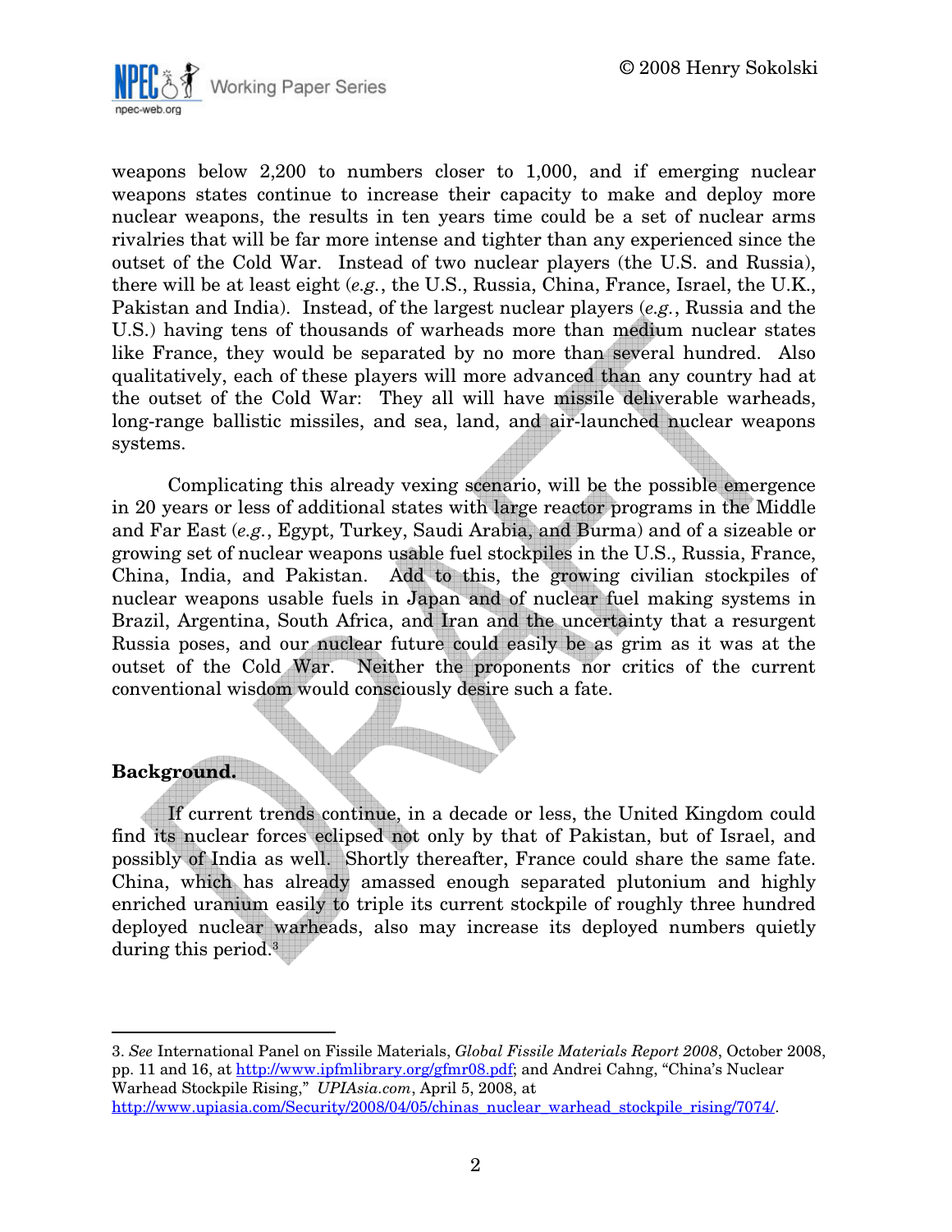weapons below 2,200 to numbers closer to 1,000, and if emerging nuclear weapons states continue to increase their capacity to make and deploy more nuclear weapons, the results in ten years time could be a set of nuclear arms rivalries that will be far more intense and tighter than any experienced since the outset of the Cold War. Instead of two nuclear players (the U.S. and Russia), there will be at least eight (*e.g.*, the U.S., Russia, China, France, Israel, the U.K., Pakistan and India). Instead, of the largest nuclear players (*e.g.*, Russia and the U.S.) having tens of thousands of warheads more than medium nuclear states like France, they would be separated by no more than several hundred. Also qualitatively, each of these players will more advanced than any country had at the outset of the Cold War: They all will have missile deliverable warheads, long-range ballistic missiles, and sea, land, and air-launched nuclear weapons systems.

Complicating this already vexing scenario, will be the possible emergence in 20 years or less of additional states with large reactor programs in the Middle and Far East (*e.g.*, Egypt, Turkey, Saudi Arabia, and Burma) and of a sizeable or growing set of nuclear weapons usable fuel stockpiles in the U.S., Russia, France, China, India, and Pakistan. Add to this, the growing civilian stockpiles of nuclear weapons usable fuels in Japan and of nuclear fuel making systems in Brazil, Argentina, South Africa, and Iran and the uncertainty that a resurgent Russia poses, and our nuclear future could easily be as grim as it was at the outset of the Cold War. Neither the proponents nor critics of the current conventional wisdom would consciously desire such a fate.

**Background.**

If current trends continue, in a decade or less, the United Kingdom could find its nuclear forces eclipsed not only by that of Pakistan, but of Israel, and possibly of India as well. Shortly thereafter, France could share the same fate. China, which has already amassed enough separated plutonium and highly enriched uranium easily to triple its current stockpile of roughly three hundred deployed nuclear warheads, also may increase its deployed numbers quietly during this period.[3]

---

3. *See* International Panel on Fissile Materials, *Global Fissile Materials Report 2008*, October 2008, pp. 11 and 16, at http://www.ipfmlibrary.org/gfmr08.pdf; and Andrei Cahng, "China's Nuclear Warhead Stockpile Rising," *UPIAsia.com*, April 5, 2008, at http://www.upiasia.com/Security/2008/04/05/chinas_nuclear_warhead_stockpile_rising/7074/.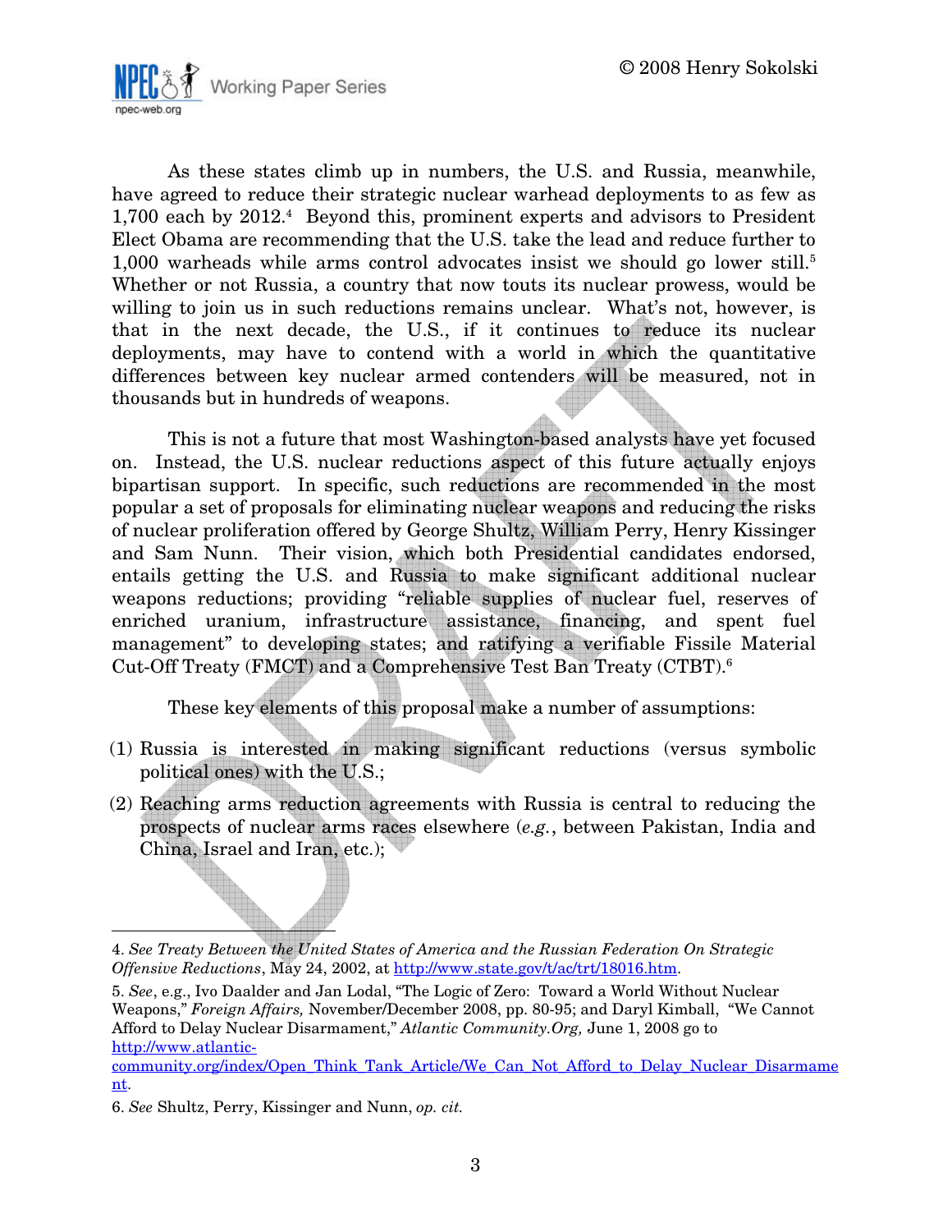As these states climb up in numbers, the U.S. and Russia, meanwhile, have agreed to reduce their strategic nuclear warhead deployments to as few as 1,700 each by 2012.[4] Beyond this, prominent experts and advisors to President Elect Obama are recommending that the U.S. take the lead and reduce further to 1,000 warheads while arms control advocates insist we should go lower still.[5] Whether or not Russia, a country that now touts its nuclear prowess, would be willing to join us in such reductions remains unclear. What's not, however, is that in the next decade, the U.S., if it continues to reduce its nuclear deployments, may have to contend with a world in which the quantitative differences between key nuclear armed contenders will be measured, not in thousands but in hundreds of weapons.

This is not a future that most Washington-based analysts have yet focused on. Instead, the U.S. nuclear reductions aspect of this future actually enjoys bipartisan support. In specific, such reductions are recommended in the most popular a set of proposals for eliminating nuclear weapons and reducing the risks of nuclear proliferation offered by George Shultz, William Perry, Henry Kissinger and Sam Nunn. Their vision, which both Presidential candidates endorsed, entails getting the U.S. and Russia to make significant additional nuclear weapons reductions; providing "reliable supplies of nuclear fuel, reserves of enriched uranium, infrastructure assistance, financing, and spent fuel management" to developing states; and ratifying a verifiable Fissile Material Cut-Off Treaty (FMCT) and a Comprehensive Test Ban Treaty (CTBT).[6]

These key elements of this proposal make a number of assumptions:

(1) Russia is interested in making significant reductions (versus symbolic political ones) with the U.S.;

(2) Reaching arms reduction agreements with Russia is central to reducing the prospects of nuclear arms races elsewhere (*e.g.*, between Pakistan, India and China, Israel and Iran, etc.);

---

4. *See Treaty Between the United States of America and the Russian Federation On Strategic Offensive Reductions*, May 24, 2002, at http://www.state.gov/t/ac/trt/18016.htm.

5. *See*, e.g., Ivo Daalder and Jan Lodal, "The Logic of Zero: Toward a World Without Nuclear Weapons," *Foreign Affairs,* November/December 2008, pp. 80-95; and Daryl Kimball, "We Cannot Afford to Delay Nuclear Disarmament," *Atlantic Community.Org,* June 1, 2008 go to http://www.atlantic-community.org/index/Open_Think_Tank_Article/We_Can_Not_Afford_to_Delay_Nuclear_Disarmament.

6. *See* Shultz, Perry, Kissinger and Nunn, *op. cit.*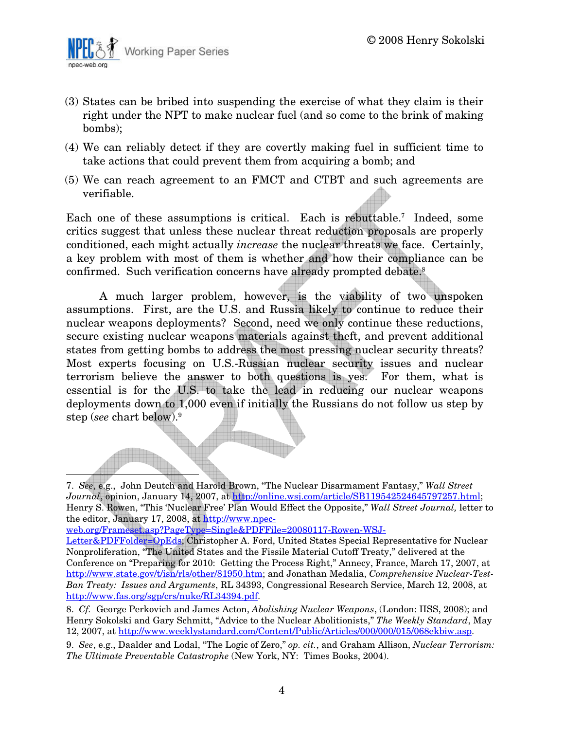(3) States can be bribed into suspending the exercise of what they claim is their right under the NPT to make nuclear fuel (and so come to the brink of making bombs);

(4) We can reliably detect if they are covertly making fuel in sufficient time to take actions that could prevent them from acquiring a bomb; and

(5) We can reach agreement to an FMCT and CTBT and such agreements are verifiable.

Each one of these assumptions is critical. Each is rebuttable.[7] Indeed, some critics suggest that unless these nuclear threat reduction proposals are properly conditioned, each might actually *increase* the nuclear threats we face. Certainly, a key problem with most of them is whether and how their compliance can be confirmed. Such verification concerns have already prompted debate.[8]

A much larger problem, however, is the viability of two unspoken assumptions. First, are the U.S. and Russia likely to continue to reduce their nuclear weapons deployments? Second, need we only continue these reductions, secure existing nuclear weapons materials against theft, and prevent additional states from getting bombs to address the most pressing nuclear security threats? Most experts focusing on U.S.-Russian nuclear security issues and nuclear terrorism believe the answer to both questions is yes. For them, what is essential is for the U.S. to take the lead in reducing our nuclear weapons deployments down to 1,000 even if initially the Russians do not follow us step by step (*see* chart below).[9]

---

7. *See*, e.g., John Deutch and Harold Brown, "The Nuclear Disarmament Fantasy," *Wall Street Journal*, opinion, January 14, 2007, at http://online.wsj.com/article/SB119542524645797257.html; Henry S. Rowen, "This 'Nuclear Free' Plan Would Effect the Opposite," *Wall Street Journal,* letter to the editor, January 17, 2008, at http://www.npec-web.org/Frameset.asp?PageType=Single&PDFFile=20080117-Rowen-WSJ-Letter&PDFFolder=OpEds; Christopher A. Ford, United States Special Representative for Nuclear Nonproliferation, "The United States and the Fissile Material Cutoff Treaty," delivered at the Conference on "Preparing for 2010: Getting the Process Right," Annecy, France, March 17, 2007, at http://www.state.gov/t/isn/rls/other/81950.htm; and Jonathan Medalia, *Comprehensive Nuclear-Test-Ban Treaty: Issues and Arguments*, RL 34393, Congressional Research Service, March 12, 2008, at http://www.fas.org/sgp/crs/nuke/RL34394.pdf.

8. *Cf.* George Perkovich and James Acton, *Abolishing Nuclear Weapons*, (London: IISS, 2008); and Henry Sokolski and Gary Schmitt, "Advice to the Nuclear Abolitionists," *The Weekly Standard*, May 12, 2007, at http://www.weeklystandard.com/Content/Public/Articles/000/000/015/068ekbiw.asp.

9. *See*, e.g., Daalder and Lodal, "The Logic of Zero," *op. cit.*, and Graham Allison, *Nuclear Terrorism: The Ultimate Preventable Catastrophe* (New York, NY: Times Books, 2004).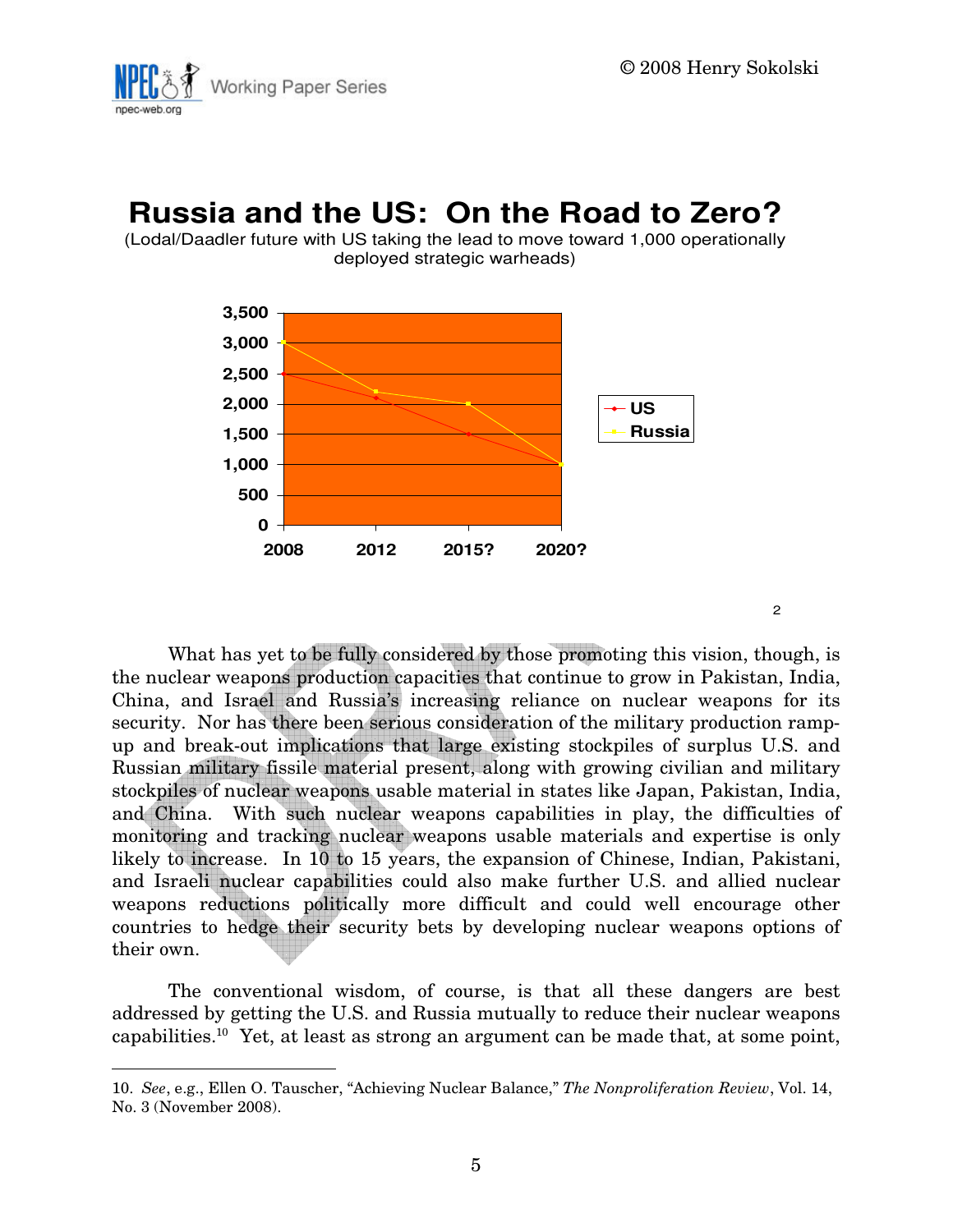# Russia and the US: On the Road to Zero?

(Lodal/Daadler future with US taking the lead to move toward 1,000 operationally deployed strategic warheads)

| | 2008 | 2012 | 2015? | 2020? |
|---|---|---|---|---|
| US | 2,500 | 2,100 | 1,500 | 1,000 |
| Russia | 3,000 | 2,200 | 2,000 | 1,000 |

2

What has yet to be fully considered by those promoting this vision, though, is the nuclear weapons production capacities that continue to grow in Pakistan, India, China, and Israel and Russia's increasing reliance on nuclear weapons for its security. Nor has there been serious consideration of the military production ramp-up and break-out implications that large existing stockpiles of surplus U.S. and Russian military fissile material present, along with growing civilian and military stockpiles of nuclear weapons usable material in states like Japan, Pakistan, India, and China. With such nuclear weapons capabilities in play, the difficulties of monitoring and tracking nuclear weapons usable materials and expertise is only likely to increase. In 10 to 15 years, the expansion of Chinese, Indian, Pakistani, and Israeli nuclear capabilities could also make further U.S. and allied nuclear weapons reductions politically more difficult and could well encourage other countries to hedge their security bets by developing nuclear weapons options of their own.

The conventional wisdom, of course, is that all these dangers are best addressed by getting the U.S. and Russia mutually to reduce their nuclear weapons capabilities.[10] Yet, at least as strong an argument can be made that, at some point,

10. *See*, e.g., Ellen O. Tauscher, "Achieving Nuclear Balance," *The Nonproliferation Review*, Vol. 14, No. 3 (November 2008).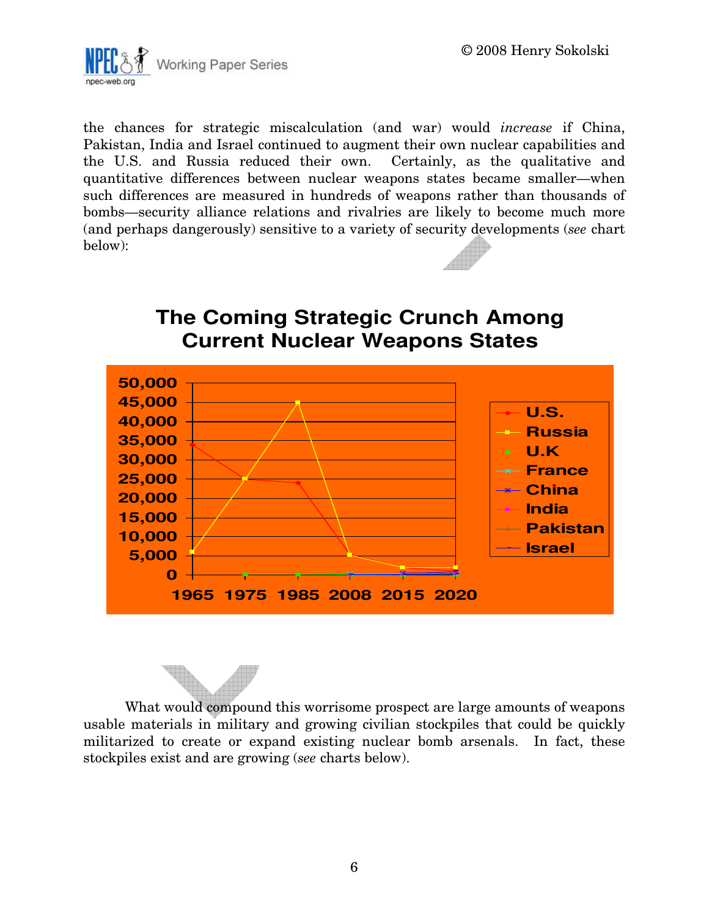the chances for strategic miscalculation (and war) would *increase* if China, Pakistan, India and Israel continued to augment their own nuclear capabilities and the U.S. and Russia reduced their own. Certainly, as the qualitative and quantitative differences between nuclear weapons states became smaller—when such differences are measured in hundreds of weapons rather than thousands of bombs—security alliance relations and rivalries are likely to become much more (and perhaps dangerously) sensitive to a variety of security developments (*see* chart below):

**The Coming Strategic Crunch Among Current Nuclear Weapons States**

What would compound this worrisome prospect are large amounts of weapons usable materials in military and growing civilian stockpiles that could be quickly militarized to create or expand existing nuclear bomb arsenals. In fact, these stockpiles exist and are growing (*see* charts below).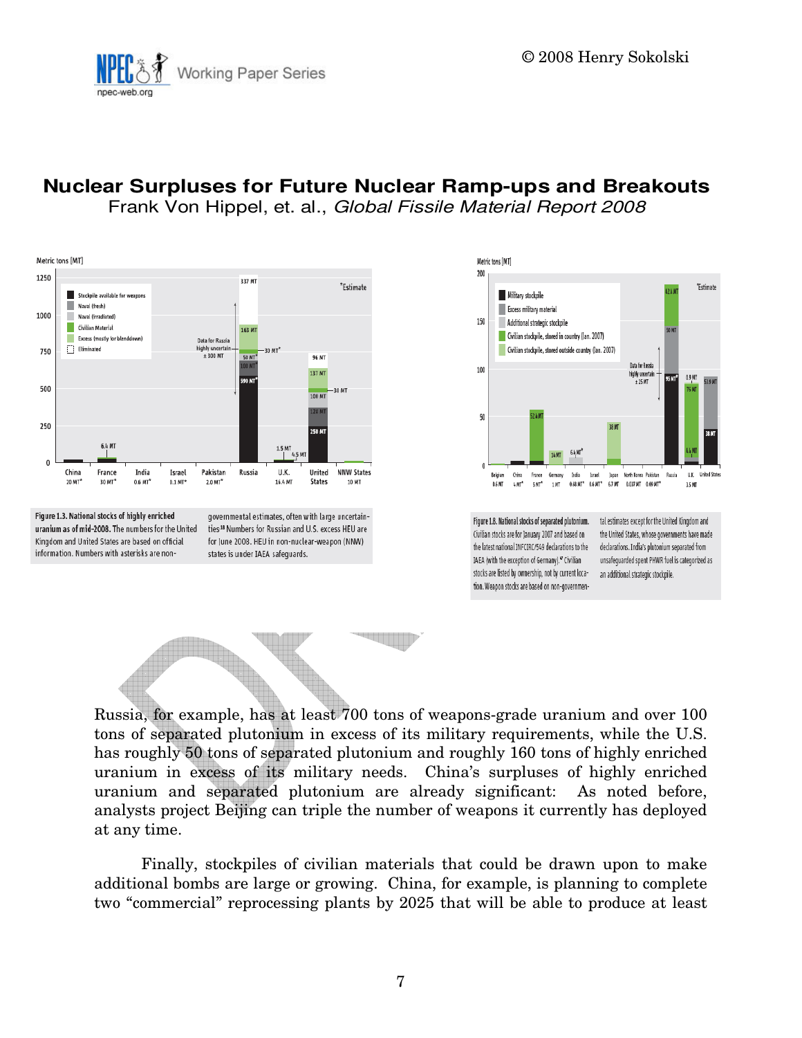# Nuclear Surpluses for Future Nuclear Ramp-ups and Breakouts

Frank Von Hippel, et. al., *Global Fissile Material Report 2008*

**Figure 1.3. National stocks of highly enriched uranium as of mid-2008.** The numbers for the United Kingdom and United States are based on official information. Numbers with asterisks are non-governmental estimates, often with large uncertainties.[18] Numbers for Russian and U.S. excess HEU are for June 2008. HEU in non-nuclear-weapon (NNW) states is under IAEA safeguards.

**Figure 1.8. National stocks of separated plutonium.** Civilian stocks are for January 2007 and based on the latest national INFCIRC/549 declarations to the IAEA (with the exception of Germany).[41] Civilian stocks are listed by ownership, not by current location. Weapon stocks are based on non-governmental estimates except for the United Kingdom and the United States, whose governments have made declarations. India's plutonium separated from unsafeguarded spent PHWR fuel is categorized as an additional strategic stockpile.

Russia, for example, has at least 700 tons of weapons-grade uranium and over 100 tons of separated plutonium in excess of its military requirements, while the U.S. has roughly 50 tons of separated plutonium and roughly 160 tons of highly enriched uranium in excess of its military needs. China's surpluses of highly enriched uranium and separated plutonium are already significant: As noted before, analysts project Beijing can triple the number of weapons it currently has deployed at any time.

Finally, stockpiles of civilian materials that could be drawn upon to make additional bombs are large or growing. China, for example, is planning to complete two "commercial" reprocessing plants by 2025 that will be able to produce at least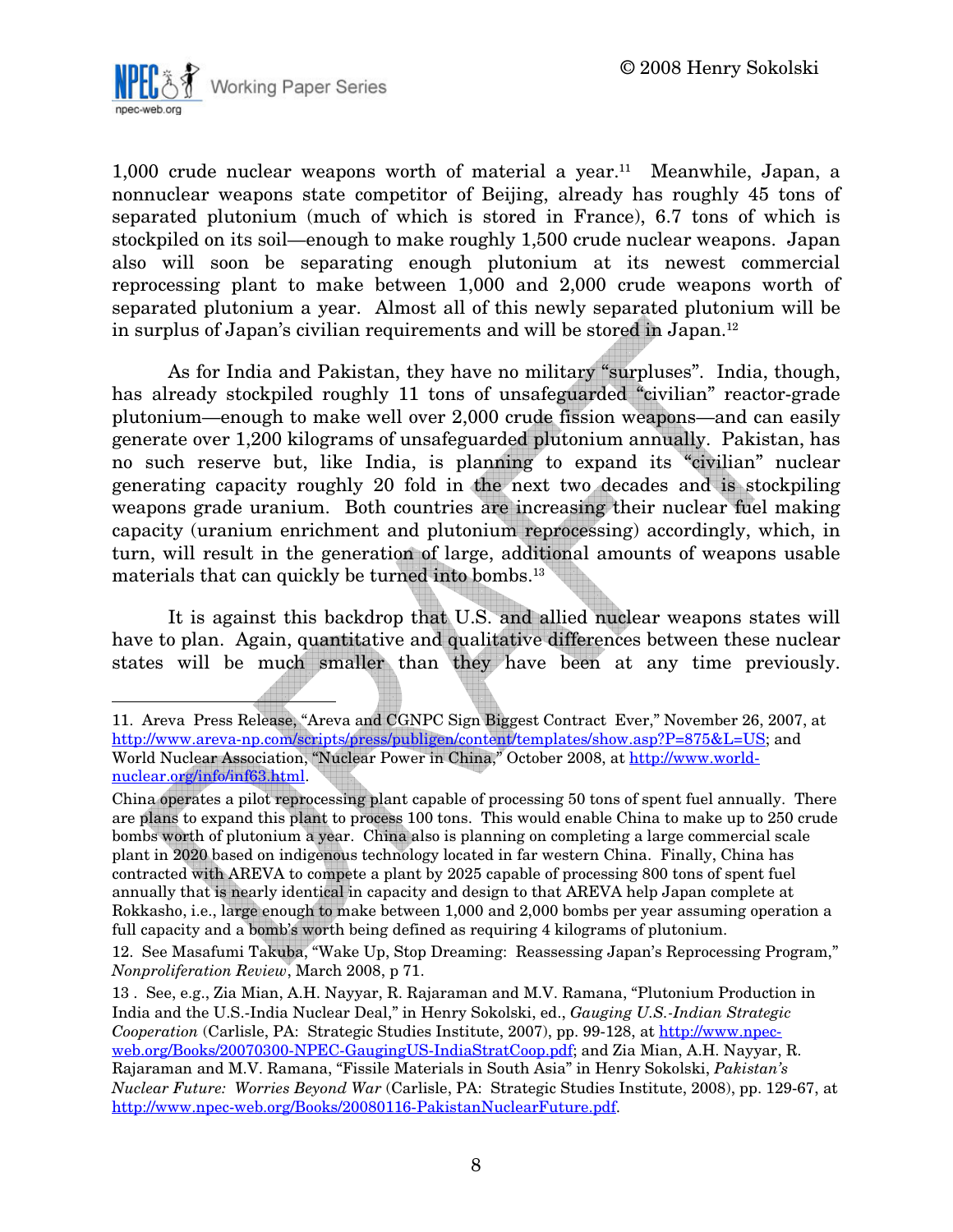1,000 crude nuclear weapons worth of material a year.[11] Meanwhile, Japan, a nonnuclear weapons state competitor of Beijing, already has roughly 45 tons of separated plutonium (much of which is stored in France), 6.7 tons of which is stockpiled on its soil—enough to make roughly 1,500 crude nuclear weapons. Japan also will soon be separating enough plutonium at its newest commercial reprocessing plant to make between 1,000 and 2,000 crude weapons worth of separated plutonium a year. Almost all of this newly separated plutonium will be in surplus of Japan's civilian requirements and will be stored in Japan.[12]

As for India and Pakistan, they have no military "surpluses". India, though, has already stockpiled roughly 11 tons of unsafeguarded "civilian" reactor-grade plutonium—enough to make well over 2,000 crude fission weapons—and can easily generate over 1,200 kilograms of unsafeguarded plutonium annually. Pakistan, has no such reserve but, like India, is planning to expand its "civilian" nuclear generating capacity roughly 20 fold in the next two decades and is stockpiling weapons grade uranium. Both countries are increasing their nuclear fuel making capacity (uranium enrichment and plutonium reprocessing) accordingly, which, in turn, will result in the generation of large, additional amounts of weapons usable materials that can quickly be turned into bombs.[13]

It is against this backdrop that U.S. and allied nuclear weapons states will have to plan. Again, quantitative and qualitative differences between these nuclear states will be much smaller than they have been at any time previously.

---

11. Areva Press Release, "Areva and CGNPC Sign Biggest Contract Ever," November 26, 2007, at http://www.areva-np.com/scripts/press/publigen/content/templates/show.asp?P=875&L=US; and World Nuclear Association, "Nuclear Power in China," October 2008, at http://www.world-nuclear.org/info/inf63.html.

China operates a pilot reprocessing plant capable of processing 50 tons of spent fuel annually. There are plans to expand this plant to process 100 tons. This would enable China to make up to 250 crude bombs worth of plutonium a year. China also is planning on completing a large commercial scale plant in 2020 based on indigenous technology located in far western China. Finally, China has contracted with AREVA to compete a plant by 2025 capable of processing 800 tons of spent fuel annually that is nearly identical in capacity and design to that AREVA help Japan complete at Rokkasho, i.e., large enough to make between 1,000 and 2,000 bombs per year assuming operation a full capacity and a bomb's worth being defined as requiring 4 kilograms of plutonium.

12. See Masafumi Takuba, "Wake Up, Stop Dreaming: Reassessing Japan's Reprocessing Program," *Nonproliferation Review*, March 2008, p 71.

13 . See, e.g., Zia Mian, A.H. Nayyar, R. Rajaraman and M.V. Ramana, "Plutonium Production in India and the U.S.-India Nuclear Deal," in Henry Sokolski, ed., *Gauging U.S.-Indian Strategic Cooperation* (Carlisle, PA: Strategic Studies Institute, 2007), pp. 99-128, at http://www.npec-web.org/Books/20070300-NPEC-GaugingUS-IndiaStratCoop.pdf; and Zia Mian, A.H. Nayyar, R. Rajaraman and M.V. Ramana, "Fissile Materials in South Asia" in Henry Sokolski, *Pakistan's Nuclear Future: Worries Beyond War* (Carlisle, PA: Strategic Studies Institute, 2008), pp. 129-67, at http://www.npec-web.org/Books/20080116-PakistanNuclearFuture.pdf.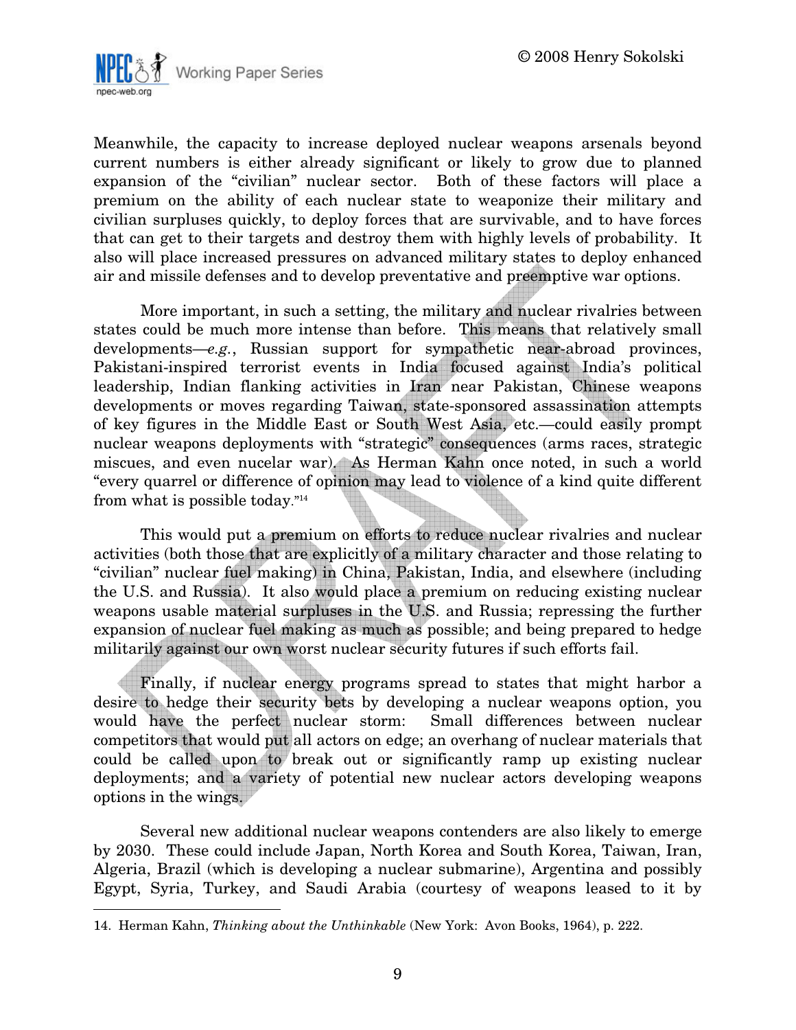Meanwhile, the capacity to increase deployed nuclear weapons arsenals beyond current numbers is either already significant or likely to grow due to planned expansion of the "civilian" nuclear sector. Both of these factors will place a premium on the ability of each nuclear state to weaponize their military and civilian surpluses quickly, to deploy forces that are survivable, and to have forces that can get to their targets and destroy them with highly levels of probability. It also will place increased pressures on advanced military states to deploy enhanced air and missile defenses and to develop preventative and preemptive war options.

More important, in such a setting, the military and nuclear rivalries between states could be much more intense than before. This means that relatively small developments—*e.g.*, Russian support for sympathetic near-abroad provinces, Pakistani-inspired terrorist events in India focused against India's political leadership, Indian flanking activities in Iran near Pakistan, Chinese weapons developments or moves regarding Taiwan, state-sponsored assassination attempts of key figures in the Middle East or South West Asia, etc.—could easily prompt nuclear weapons deployments with "strategic" consequences (arms races, strategic miscues, and even nucelar war). As Herman Kahn once noted, in such a world "every quarrel or difference of opinion may lead to violence of a kind quite different from what is possible today."[14]

This would put a premium on efforts to reduce nuclear rivalries and nuclear activities (both those that are explicitly of a military character and those relating to "civilian" nuclear fuel making) in China, Pakistan, India, and elsewhere (including the U.S. and Russia). It also would place a premium on reducing existing nuclear weapons usable material surpluses in the U.S. and Russia; repressing the further expansion of nuclear fuel making as much as possible; and being prepared to hedge militarily against our own worst nuclear security futures if such efforts fail.

Finally, if nuclear energy programs spread to states that might harbor a desire to hedge their security bets by developing a nuclear weapons option, you would have the perfect nuclear storm: Small differences between nuclear competitors that would put all actors on edge; an overhang of nuclear materials that could be called upon to break out or significantly ramp up existing nuclear deployments; and a variety of potential new nuclear actors developing weapons options in the wings.

Several new additional nuclear weapons contenders are also likely to emerge by 2030. These could include Japan, North Korea and South Korea, Taiwan, Iran, Algeria, Brazil (which is developing a nuclear submarine), Argentina and possibly Egypt, Syria, Turkey, and Saudi Arabia (courtesy of weapons leased to it by

---

14. Herman Kahn, *Thinking about the Unthinkable* (New York: Avon Books, 1964), p. 222.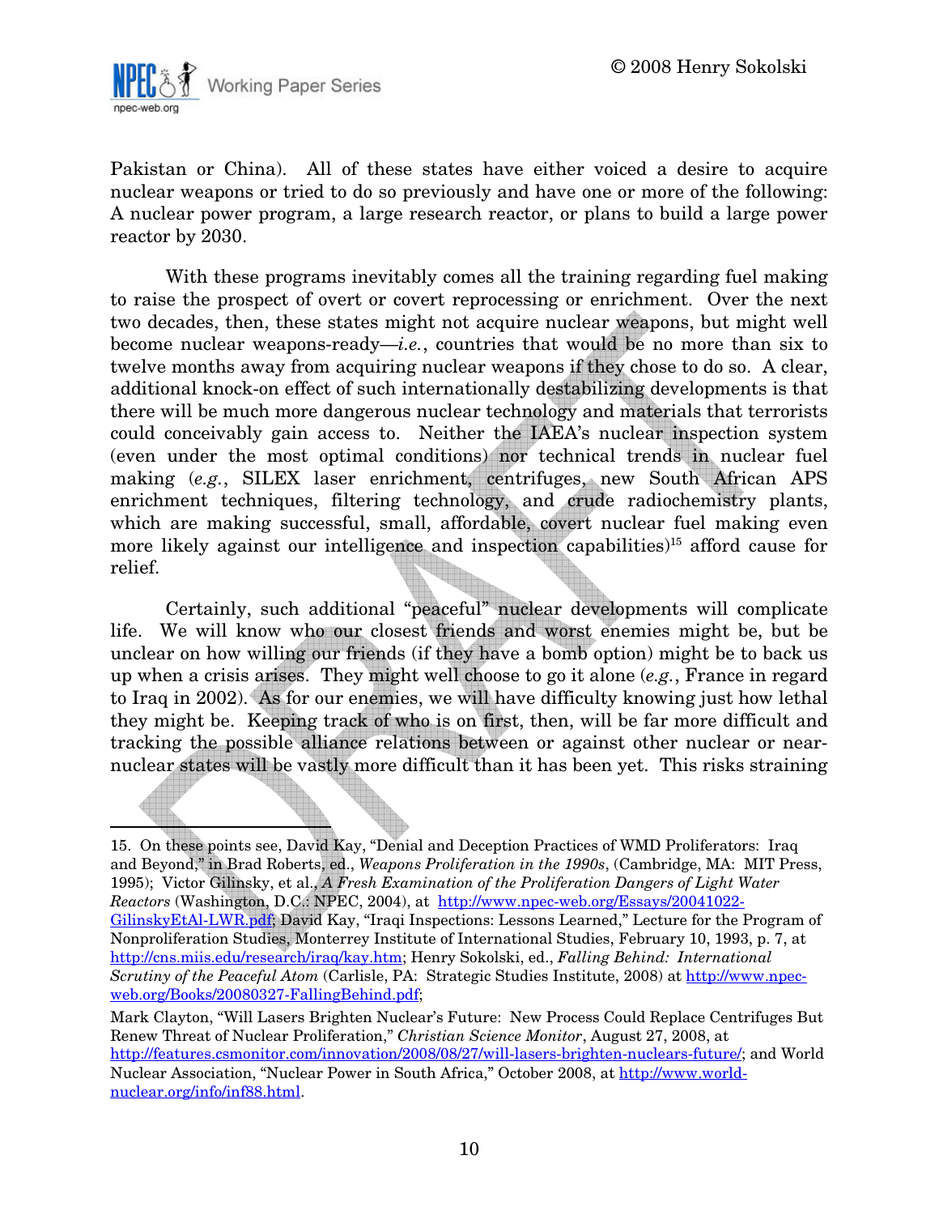Pakistan or China). All of these states have either voiced a desire to acquire nuclear weapons or tried to do so previously and have one or more of the following: A nuclear power program, a large research reactor, or plans to build a large power reactor by 2030.

With these programs inevitably comes all the training regarding fuel making to raise the prospect of overt or covert reprocessing or enrichment. Over the next two decades, then, these states might not acquire nuclear weapons, but might well become nuclear weapons-ready—*i.e.*, countries that would be no more than six to twelve months away from acquiring nuclear weapons if they chose to do so. A clear, additional knock-on effect of such internationally destabilizing developments is that there will be much more dangerous nuclear technology and materials that terrorists could conceivably gain access to. Neither the IAEA's nuclear inspection system (even under the most optimal conditions) nor technical trends in nuclear fuel making (*e.g.*, SILEX laser enrichment, centrifuges, new South African APS enrichment techniques, filtering technology, and crude radiochemistry plants, which are making successful, small, affordable, covert nuclear fuel making even more likely against our intelligence and inspection capabilities)[15] afford cause for relief.

Certainly, such additional "peaceful" nuclear developments will complicate life. We will know who our closest friends and worst enemies might be, but be unclear on how willing our friends (if they have a bomb option) might be to back us up when a crisis arises. They might well choose to go it alone (*e.g.*, France in regard to Iraq in 2002). As for our enemies, we will have difficulty knowing just how lethal they might be. Keeping track of who is on first, then, will be far more difficult and tracking the possible alliance relations between or against other nuclear or near-nuclear states will be vastly more difficult than it has been yet. This risks straining

---

15. On these points see, David Kay, "Denial and Deception Practices of WMD Proliferators: Iraq and Beyond," in Brad Roberts, ed., *Weapons Proliferation in the 1990s*, (Cambridge, MA: MIT Press, 1995); Victor Gilinsky, et al., *A Fresh Examination of the Proliferation Dangers of Light Water Reactors* (Washington, D.C.: NPEC, 2004), at http://www.npec-web.org/Essays/20041022-GilinskyEtAl-LWR.pdf; David Kay, "Iraqi Inspections: Lessons Learned," Lecture for the Program of Nonproliferation Studies, Monterrey Institute of International Studies, February 10, 1993, p. 7, at http://cns.miis.edu/research/iraq/kay.htm; Henry Sokolski, ed., *Falling Behind: International Scrutiny of the Peaceful Atom* (Carlisle, PA: Strategic Studies Institute, 2008) at http://www.npec-web.org/Books/20080327-FallingBehind.pdf;

Mark Clayton, "Will Lasers Brighten Nuclear's Future: New Process Could Replace Centrifuges But Renew Threat of Nuclear Proliferation," *Christian Science Monitor*, August 27, 2008, at http://features.csmonitor.com/innovation/2008/08/27/will-lasers-brighten-nuclears-future/; and World Nuclear Association, "Nuclear Power in South Africa," October 2008, at http://www.world-nuclear.org/info/inf88.html.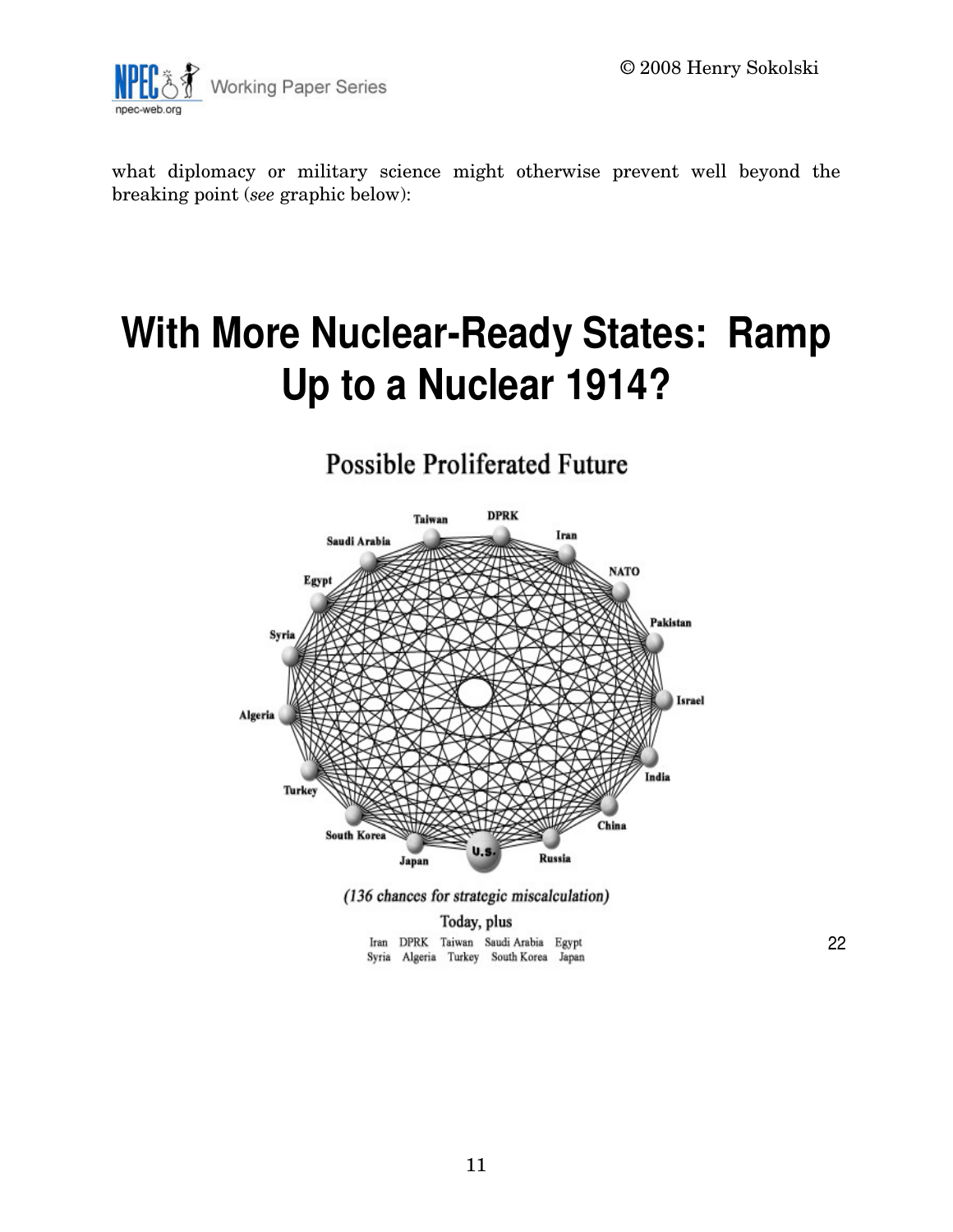what diplomacy or military science might otherwise prevent well beyond the breaking point (*see* graphic below):

# With More Nuclear-Ready States: Ramp Up to a Nuclear 1914?

## Possible Proliferated Future

Taiwan, DPRK, Iran, NATO, Pakistan, Israel, India, China, Russia, U.S., Japan, South Korea, Turkey, Algeria, Syria, Egypt, Saudi Arabia

*(136 chances for strategic miscalculation)*

Today, plus

Iran DPRK Taiwan Saudi Arabia Egypt
Syria Algeria Turkey South Korea Japan

22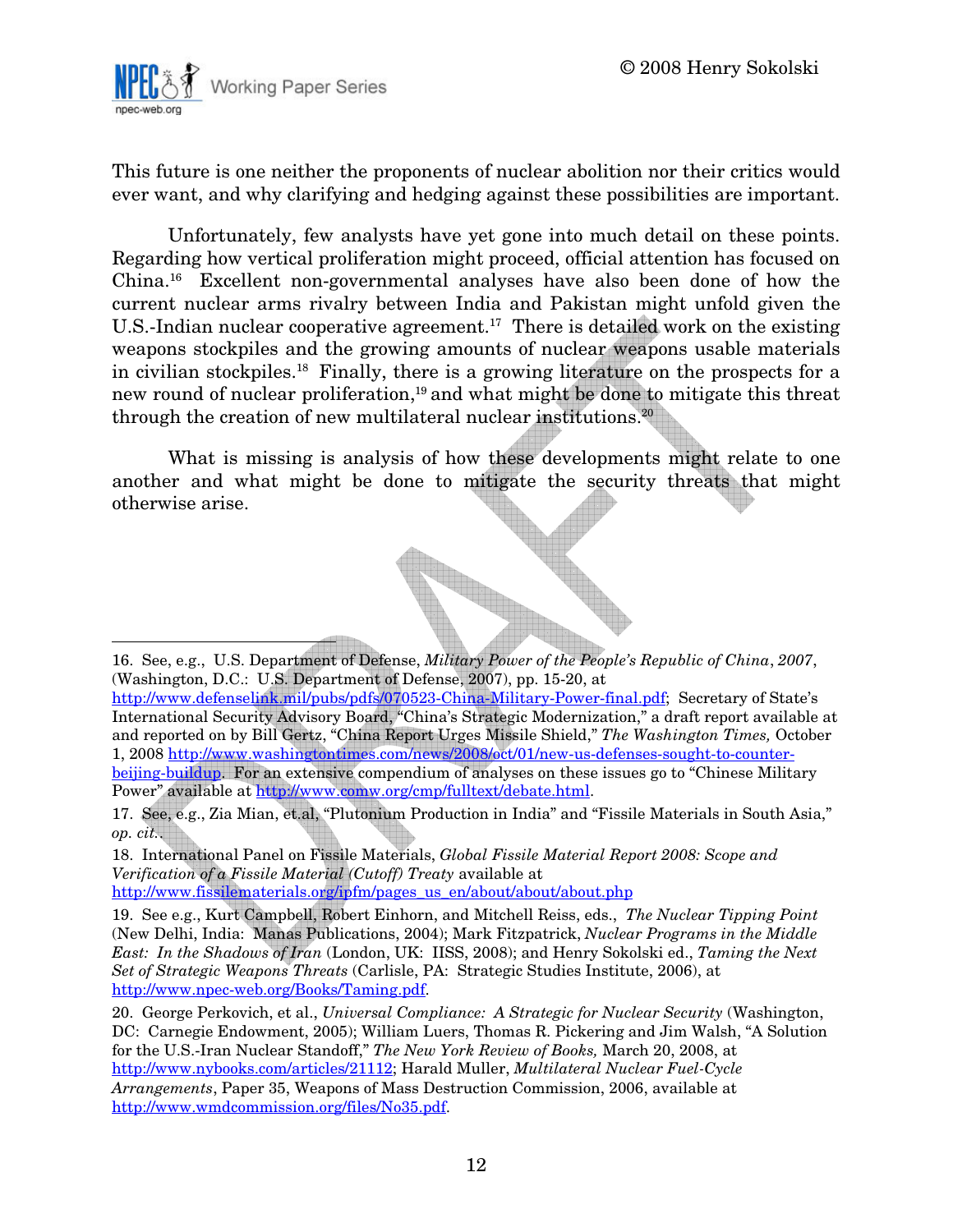This future is one neither the proponents of nuclear abolition nor their critics would ever want, and why clarifying and hedging against these possibilities are important.

Unfortunately, few analysts have yet gone into much detail on these points. Regarding how vertical proliferation might proceed, official attention has focused on China.[16] Excellent non-governmental analyses have also been done of how the current nuclear arms rivalry between India and Pakistan might unfold given the U.S.-Indian nuclear cooperative agreement.[17] There is detailed work on the existing weapons stockpiles and the growing amounts of nuclear weapons usable materials in civilian stockpiles.[18] Finally, there is a growing literature on the prospects for a new round of nuclear proliferation,[19] and what might be done to mitigate this threat through the creation of new multilateral nuclear institutions.[20]

What is missing is analysis of how these developments might relate to one another and what might be done to mitigate the security threats that might otherwise arise.

---

16. See, e.g., U.S. Department of Defense, *Military Power of the People's Republic of China*, *2007*, (Washington, D.C.: U.S. Department of Defense, 2007), pp. 15-20, at http://www.defenselink.mil/pubs/pdfs/070523-China-Military-Power-final.pdf; Secretary of State's International Security Advisory Board, "China's Strategic Modernization," a draft report available at and reported on by Bill Gertz, "China Report Urges Missile Shield," *The Washington Times,* October 1, 2008 http://www.washingtontimes.com/news/2008/oct/01/new-us-defenses-sought-to-counter-beijing-buildup. For an extensive compendium of analyses on these issues go to "Chinese Military Power" available at http://www.comw.org/cmp/fulltext/debate.html.

17. See, e.g., Zia Mian, et.al, "Plutonium Production in India" and "Fissile Materials in South Asia," *op. cit.*.

18. International Panel on Fissile Materials, *Global Fissile Material Report 2008: Scope and Verification of a Fissile Material (Cutoff) Treaty* available at http://www.fissilematerials.org/ipfm/pages_us_en/about/about/about.php

19. See e.g., Kurt Campbell, Robert Einhorn, and Mitchell Reiss, eds., *The Nuclear Tipping Point* (New Delhi, India: Manas Publications, 2004); Mark Fitzpatrick, *Nuclear Programs in the Middle East: In the Shadows of Iran* (London, UK: IISS, 2008); and Henry Sokolski ed., *Taming the Next Set of Strategic Weapons Threats* (Carlisle, PA: Strategic Studies Institute, 2006), at http://www.npec-web.org/Books/Taming.pdf.

20. George Perkovich, et al., *Universal Compliance: A Strategic for Nuclear Security* (Washington, DC: Carnegie Endowment, 2005); William Luers, Thomas R. Pickering and Jim Walsh, "A Solution for the U.S.-Iran Nuclear Standoff," *The New York Review of Books,* March 20, 2008, at http://www.nybooks.com/articles/21112; Harald Muller, *Multilateral Nuclear Fuel-Cycle Arrangements*, Paper 35, Weapons of Mass Destruction Commission, 2006, available at http://www.wmdcommission.org/files/No35.pdf.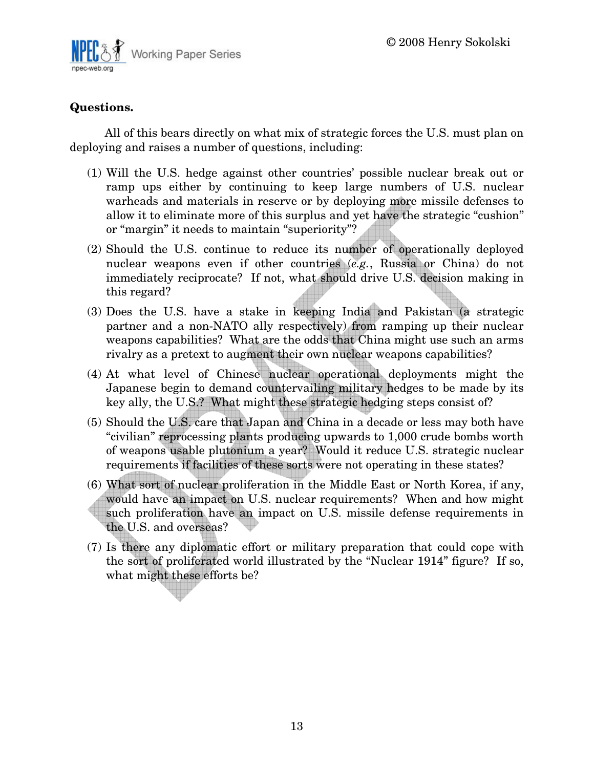**Questions.**

All of this bears directly on what mix of strategic forces the U.S. must plan on deploying and raises a number of questions, including:

(1) Will the U.S. hedge against other countries' possible nuclear break out or ramp ups either by continuing to keep large numbers of U.S. nuclear warheads and materials in reserve or by deploying more missile defenses to allow it to eliminate more of this surplus and yet have the strategic "cushion" or "margin" it needs to maintain "superiority"?

(2) Should the U.S. continue to reduce its number of operationally deployed nuclear weapons even if other countries (*e.g.*, Russia or China) do not immediately reciprocate? If not, what should drive U.S. decision making in this regard?

(3) Does the U.S. have a stake in keeping India and Pakistan (a strategic partner and a non-NATO ally respectively) from ramping up their nuclear weapons capabilities? What are the odds that China might use such an arms rivalry as a pretext to augment their own nuclear weapons capabilities?

(4) At what level of Chinese nuclear operational deployments might the Japanese begin to demand countervailing military hedges to be made by its key ally, the U.S.? What might these strategic hedging steps consist of?

(5) Should the U.S. care that Japan and China in a decade or less may both have "civilian" reprocessing plants producing upwards to 1,000 crude bombs worth of weapons usable plutonium a year? Would it reduce U.S. strategic nuclear requirements if facilities of these sorts were not operating in these states?

(6) What sort of nuclear proliferation in the Middle East or North Korea, if any, would have an impact on U.S. nuclear requirements? When and how might such proliferation have an impact on U.S. missile defense requirements in the U.S. and overseas?

(7) Is there any diplomatic effort or military preparation that could cope with the sort of proliferated world illustrated by the "Nuclear 1914" figure? If so, what might these efforts be?